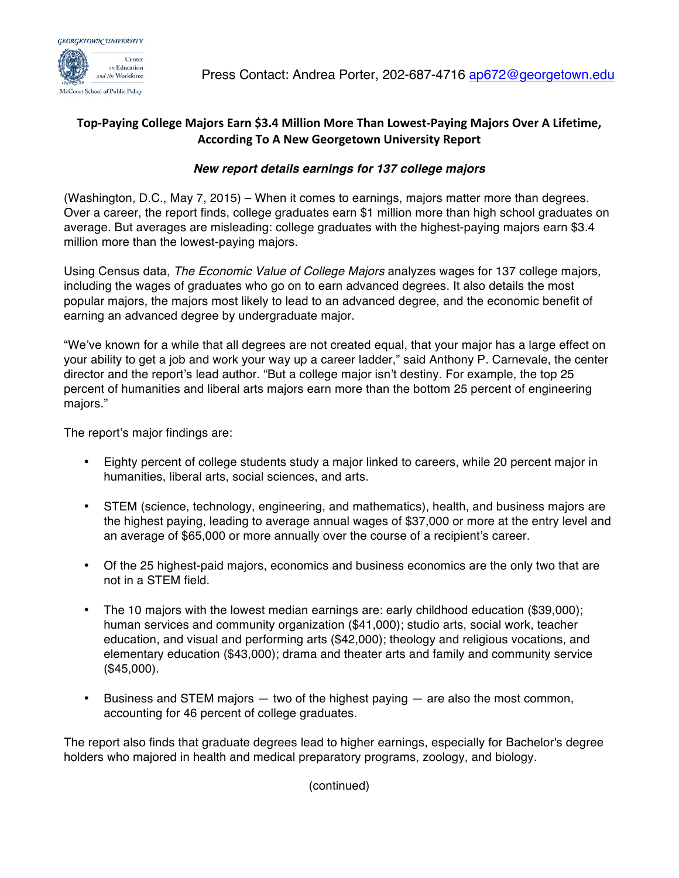GEORGETOWN UNIVERSITY
Center on Education and the Workforce
McCourt School of Public Policy

Press Contact: Andrea Porter, 202-687-4716 ap672@georgetown.edu

# Top-Paying College Majors Earn $3.4 Million More Than Lowest-Paying Majors Over A Lifetime, According To A New Georgetown University Report

***New report details earnings for 137 college majors***

(Washington, D.C., May 7, 2015) – When it comes to earnings, majors matter more than degrees. Over a career, the report finds, college graduates earn $1 million more than high school graduates on average. But averages are misleading: college graduates with the highest-paying majors earn $3.4 million more than the lowest-paying majors.

Using Census data, *The Economic Value of College Majors* analyzes wages for 137 college majors, including the wages of graduates who go on to earn advanced degrees. It also details the most popular majors, the majors most likely to lead to an advanced degree, and the economic benefit of earning an advanced degree by undergraduate major.

"We've known for a while that all degrees are not created equal, that your major has a large effect on your ability to get a job and work your way up a career ladder," said Anthony P. Carnevale, the center director and the report's lead author. "But a college major isn't destiny. For example, the top 25 percent of humanities and liberal arts majors earn more than the bottom 25 percent of engineering majors."

The report's major findings are:

- Eighty percent of college students study a major linked to careers, while 20 percent major in humanities, liberal arts, social sciences, and arts.
- STEM (science, technology, engineering, and mathematics), health, and business majors are the highest paying, leading to average annual wages of $37,000 or more at the entry level and an average of $65,000 or more annually over the course of a recipient's career.
- Of the 25 highest-paid majors, economics and business economics are the only two that are not in a STEM field.
- The 10 majors with the lowest median earnings are: early childhood education ($39,000); human services and community organization ($41,000); studio arts, social work, teacher education, and visual and performing arts ($42,000); theology and religious vocations, and elementary education ($43,000); drama and theater arts and family and community service ($45,000).
- Business and STEM majors — two of the highest paying — are also the most common, accounting for 46 percent of college graduates.

The report also finds that graduate degrees lead to higher earnings, especially for Bachelor's degree holders who majored in health and medical preparatory programs, zoology, and biology.

(continued)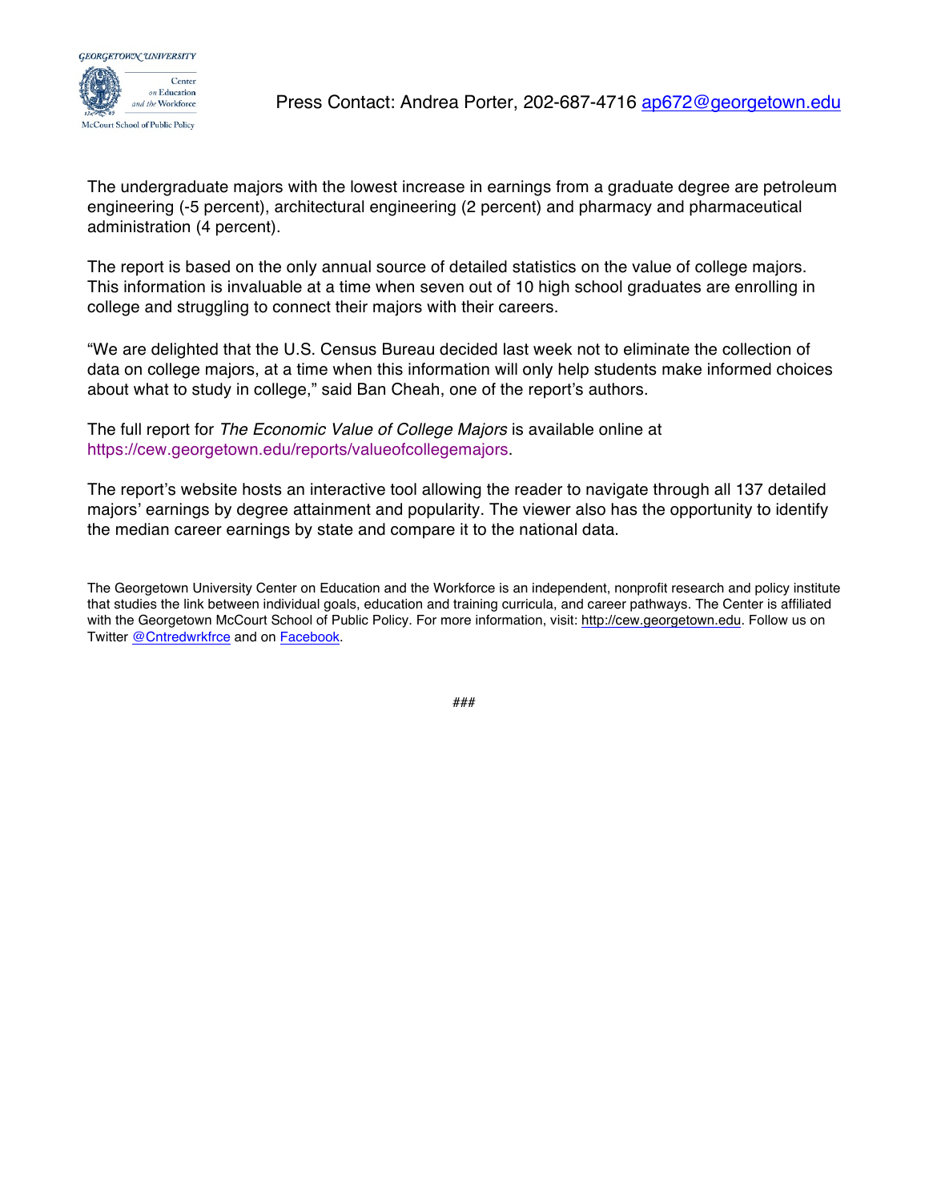Press Contact: Andrea Porter, 202-687-4716 ap672@georgetown.edu

The undergraduate majors with the lowest increase in earnings from a graduate degree are petroleum engineering (-5 percent), architectural engineering (2 percent) and pharmacy and pharmaceutical administration (4 percent).

The report is based on the only annual source of detailed statistics on the value of college majors. This information is invaluable at a time when seven out of 10 high school graduates are enrolling in college and struggling to connect their majors with their careers.

"We are delighted that the U.S. Census Bureau decided last week not to eliminate the collection of data on college majors, at a time when this information will only help students make informed choices about what to study in college," said Ban Cheah, one of the report's authors.

The full report for *The Economic Value of College Majors* is available online at https://cew.georgetown.edu/reports/valueofcollegemajors.

The report's website hosts an interactive tool allowing the reader to navigate through all 137 detailed majors' earnings by degree attainment and popularity. The viewer also has the opportunity to identify the median career earnings by state and compare it to the national data.

The Georgetown University Center on Education and the Workforce is an independent, nonprofit research and policy institute that studies the link between individual goals, education and training curricula, and career pathways. The Center is affiliated with the Georgetown McCourt School of Public Policy. For more information, visit: http://cew.georgetown.edu. Follow us on Twitter @Cntredwrkfrce and on Facebook.

###